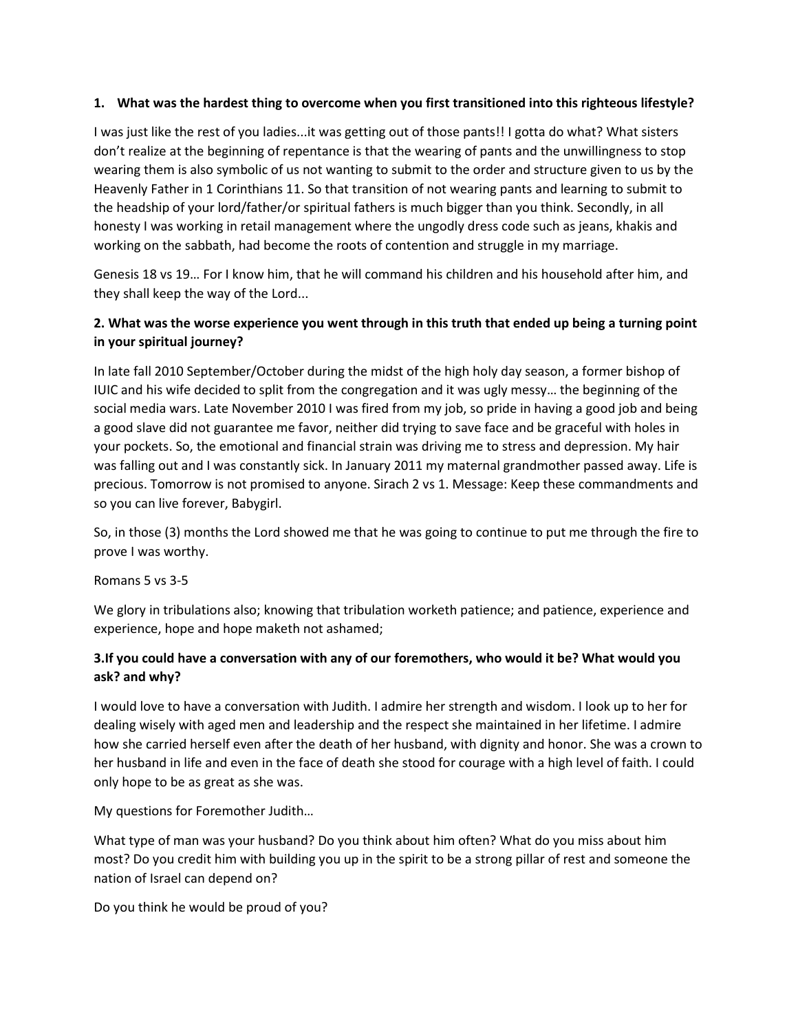**1. What was the hardest thing to overcome when you first transitioned into this righteous lifestyle?**

I was just like the rest of you ladies...it was getting out of those pants!! I gotta do what? What sisters don't realize at the beginning of repentance is that the wearing of pants and the unwillingness to stop wearing them is also symbolic of us not wanting to submit to the order and structure given to us by the Heavenly Father in 1 Corinthians 11. So that transition of not wearing pants and learning to submit to the headship of your lord/father/or spiritual fathers is much bigger than you think. Secondly, in all honesty I was working in retail management where the ungodly dress code such as jeans, khakis and working on the sabbath, had become the roots of contention and struggle in my marriage.

Genesis 18 vs 19… For I know him, that he will command his children and his household after him, and they shall keep the way of the Lord...

**2. What was the worse experience you went through in this truth that ended up being a turning point in your spiritual journey?**

In late fall 2010 September/October during the midst of the high holy day season, a former bishop of IUIC and his wife decided to split from the congregation and it was ugly messy… the beginning of the social media wars. Late November 2010 I was fired from my job, so pride in having a good job and being a good slave did not guarantee me favor, neither did trying to save face and be graceful with holes in your pockets. So, the emotional and financial strain was driving me to stress and depression. My hair was falling out and I was constantly sick. In January 2011 my maternal grandmother passed away. Life is precious. Tomorrow is not promised to anyone. Sirach 2 vs 1. Message: Keep these commandments and so you can live forever, Babygirl.

So, in those (3) months the Lord showed me that he was going to continue to put me through the fire to prove I was worthy.

Romans 5 vs 3-5

We glory in tribulations also; knowing that tribulation worketh patience; and patience, experience and experience, hope and hope maketh not ashamed;

**3.If you could have a conversation with any of our foremothers, who would it be? What would you ask? and why?**

I would love to have a conversation with Judith. I admire her strength and wisdom. I look up to her for dealing wisely with aged men and leadership and the respect she maintained in her lifetime. I admire how she carried herself even after the death of her husband, with dignity and honor. She was a crown to her husband in life and even in the face of death she stood for courage with a high level of faith. I could only hope to be as great as she was.

My questions for Foremother Judith…

What type of man was your husband? Do you think about him often? What do you miss about him most? Do you credit him with building you up in the spirit to be a strong pillar of rest and someone the nation of Israel can depend on?

Do you think he would be proud of you?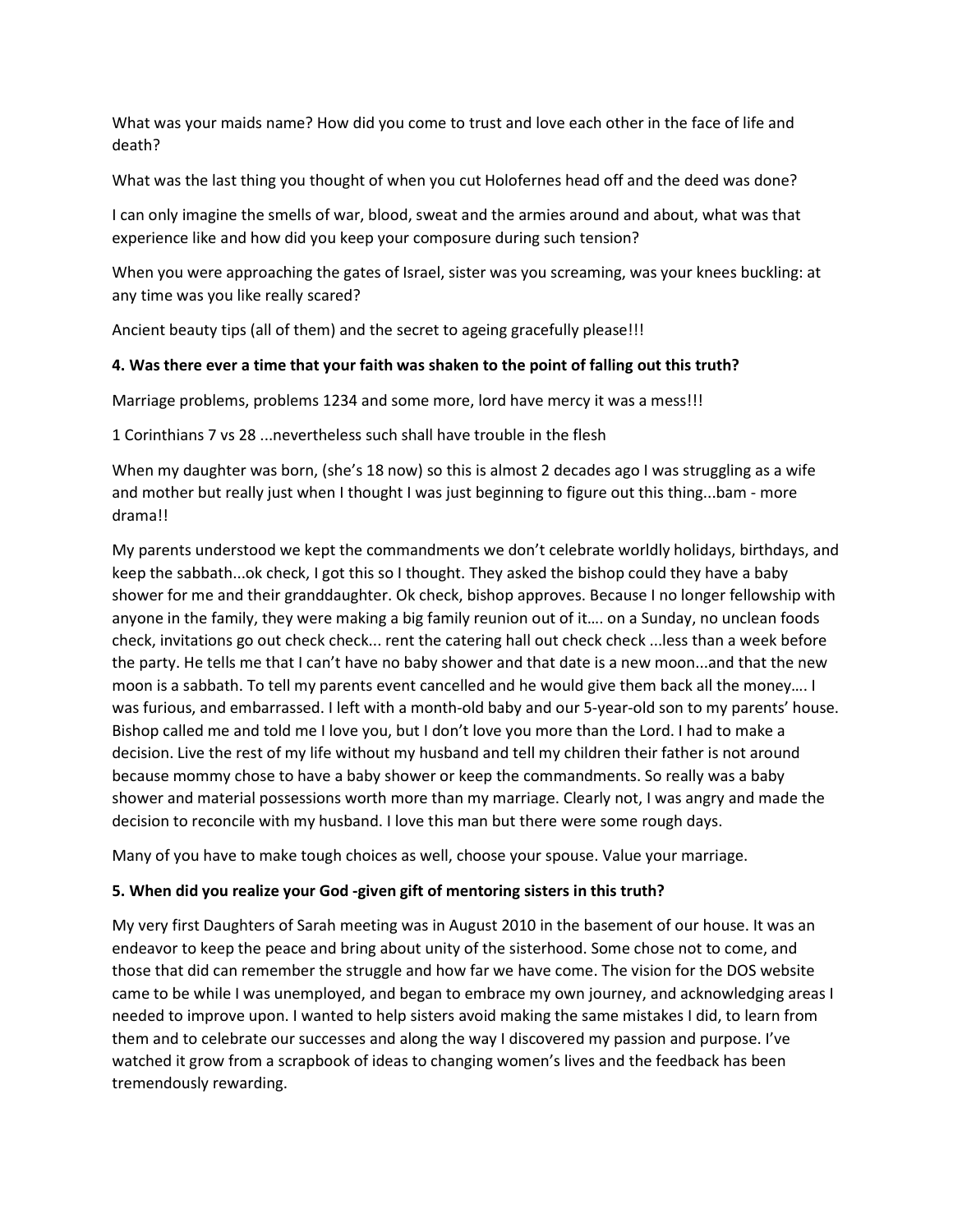What was your maids name? How did you come to trust and love each other in the face of life and death?

What was the last thing you thought of when you cut Holofernes head off and the deed was done?

I can only imagine the smells of war, blood, sweat and the armies around and about, what was that experience like and how did you keep your composure during such tension?

When you were approaching the gates of Israel, sister was you screaming, was your knees buckling: at any time was you like really scared?

Ancient beauty tips (all of them) and the secret to ageing gracefully please!!!

**4. Was there ever a time that your faith was shaken to the point of falling out this truth?**

Marriage problems, problems 1234 and some more, lord have mercy it was a mess!!!

1 Corinthians 7 vs 28 ...nevertheless such shall have trouble in the flesh

When my daughter was born, (she's 18 now) so this is almost 2 decades ago I was struggling as a wife and mother but really just when I thought I was just beginning to figure out this thing...bam - more drama!!

My parents understood we kept the commandments we don't celebrate worldly holidays, birthdays, and keep the sabbath...ok check, I got this so I thought. They asked the bishop could they have a baby shower for me and their granddaughter. Ok check, bishop approves. Because I no longer fellowship with anyone in the family, they were making a big family reunion out of it…. on a Sunday, no unclean foods check, invitations go out check check... rent the catering hall out check check ...less than a week before the party. He tells me that I can't have no baby shower and that date is a new moon...and that the new moon is a sabbath. To tell my parents event cancelled and he would give them back all the money…. I was furious, and embarrassed. I left with a month-old baby and our 5-year-old son to my parents' house. Bishop called me and told me I love you, but I don't love you more than the Lord. I had to make a decision. Live the rest of my life without my husband and tell my children their father is not around because mommy chose to have a baby shower or keep the commandments. So really was a baby shower and material possessions worth more than my marriage. Clearly not, I was angry and made the decision to reconcile with my husband. I love this man but there were some rough days.

Many of you have to make tough choices as well, choose your spouse. Value your marriage.

**5. When did you realize your God -given gift of mentoring sisters in this truth?**

My very first Daughters of Sarah meeting was in August 2010 in the basement of our house. It was an endeavor to keep the peace and bring about unity of the sisterhood. Some chose not to come, and those that did can remember the struggle and how far we have come. The vision for the DOS website came to be while I was unemployed, and began to embrace my own journey, and acknowledging areas I needed to improve upon. I wanted to help sisters avoid making the same mistakes I did, to learn from them and to celebrate our successes and along the way I discovered my passion and purpose. I've watched it grow from a scrapbook of ideas to changing women's lives and the feedback has been tremendously rewarding.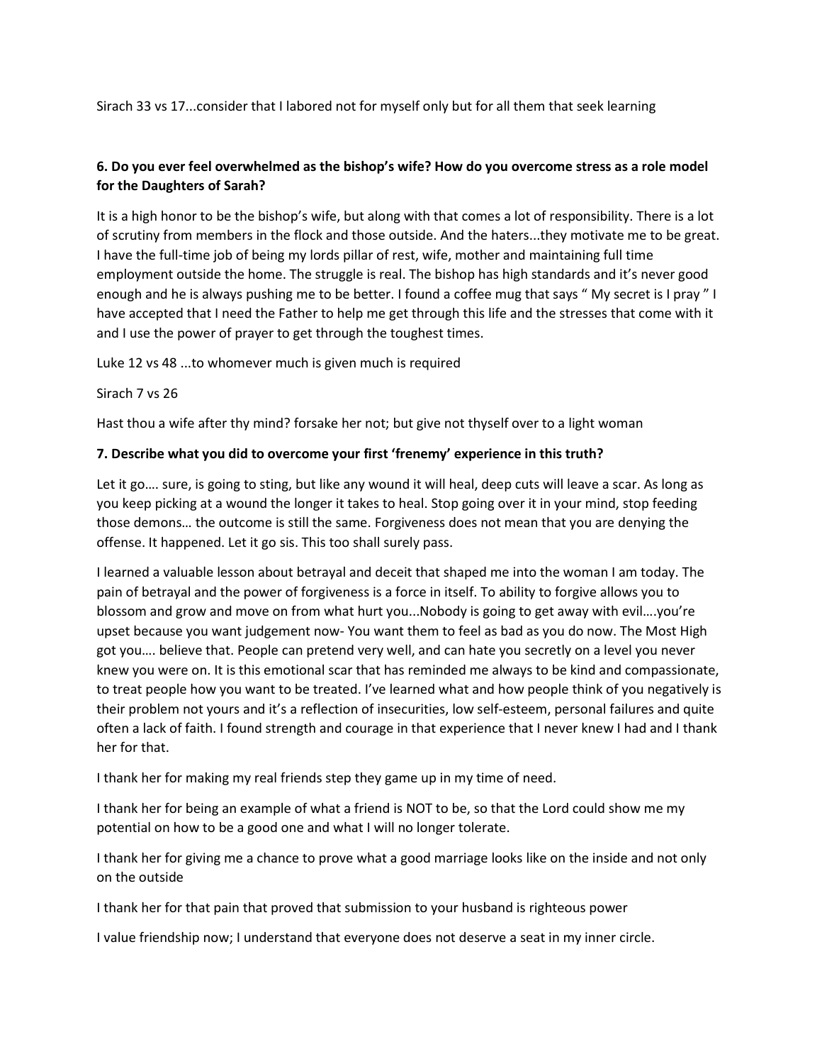Sirach 33 vs 17...consider that I labored not for myself only but for all them that seek learning

**6. Do you ever feel overwhelmed as the bishop's wife? How do you overcome stress as a role model for the Daughters of Sarah?**

It is a high honor to be the bishop's wife, but along with that comes a lot of responsibility. There is a lot of scrutiny from members in the flock and those outside. And the haters...they motivate me to be great. I have the full-time job of being my lords pillar of rest, wife, mother and maintaining full time employment outside the home. The struggle is real. The bishop has high standards and it's never good enough and he is always pushing me to be better. I found a coffee mug that says " My secret is I pray " I have accepted that I need the Father to help me get through this life and the stresses that come with it and I use the power of prayer to get through the toughest times.

Luke 12 vs 48 ...to whomever much is given much is required

Sirach 7 vs 26

Hast thou a wife after thy mind? forsake her not; but give not thyself over to a light woman

**7. Describe what you did to overcome your first 'frenemy' experience in this truth?**

Let it go…. sure, is going to sting, but like any wound it will heal, deep cuts will leave a scar. As long as you keep picking at a wound the longer it takes to heal. Stop going over it in your mind, stop feeding those demons… the outcome is still the same. Forgiveness does not mean that you are denying the offense. It happened. Let it go sis. This too shall surely pass.

I learned a valuable lesson about betrayal and deceit that shaped me into the woman I am today. The pain of betrayal and the power of forgiveness is a force in itself. To ability to forgive allows you to blossom and grow and move on from what hurt you...Nobody is going to get away with evil….you're upset because you want judgement now- You want them to feel as bad as you do now. The Most High got you…. believe that. People can pretend very well, and can hate you secretly on a level you never knew you were on. It is this emotional scar that has reminded me always to be kind and compassionate, to treat people how you want to be treated. I've learned what and how people think of you negatively is their problem not yours and it's a reflection of insecurities, low self-esteem, personal failures and quite often a lack of faith. I found strength and courage in that experience that I never knew I had and I thank her for that.

I thank her for making my real friends step they game up in my time of need.

I thank her for being an example of what a friend is NOT to be, so that the Lord could show me my potential on how to be a good one and what I will no longer tolerate.

I thank her for giving me a chance to prove what a good marriage looks like on the inside and not only on the outside

I thank her for that pain that proved that submission to your husband is righteous power

I value friendship now; I understand that everyone does not deserve a seat in my inner circle.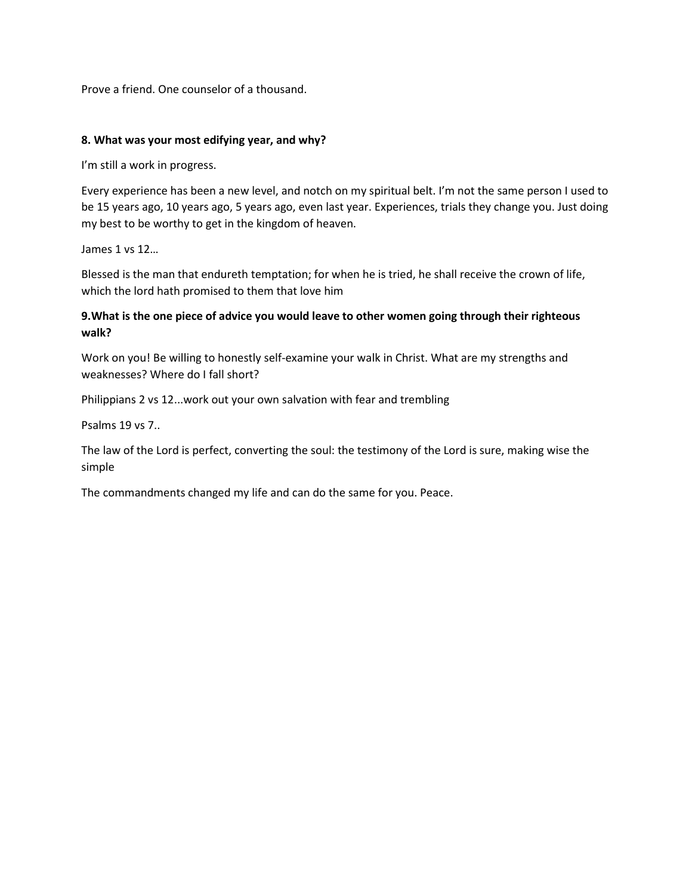Prove a friend. One counselor of a thousand.

**8. What was your most edifying year, and why?**

I'm still a work in progress.

Every experience has been a new level, and notch on my spiritual belt. I'm not the same person I used to be 15 years ago, 10 years ago, 5 years ago, even last year. Experiences, trials they change you. Just doing my best to be worthy to get in the kingdom of heaven.

James 1 vs 12…

Blessed is the man that endureth temptation; for when he is tried, he shall receive the crown of life, which the lord hath promised to them that love him

**9.What is the one piece of advice you would leave to other women going through their righteous walk?**

Work on you! Be willing to honestly self-examine your walk in Christ. What are my strengths and weaknesses? Where do I fall short?

Philippians 2 vs 12...work out your own salvation with fear and trembling

Psalms 19 vs 7..

The law of the Lord is perfect, converting the soul: the testimony of the Lord is sure, making wise the simple

The commandments changed my life and can do the same for you. Peace.